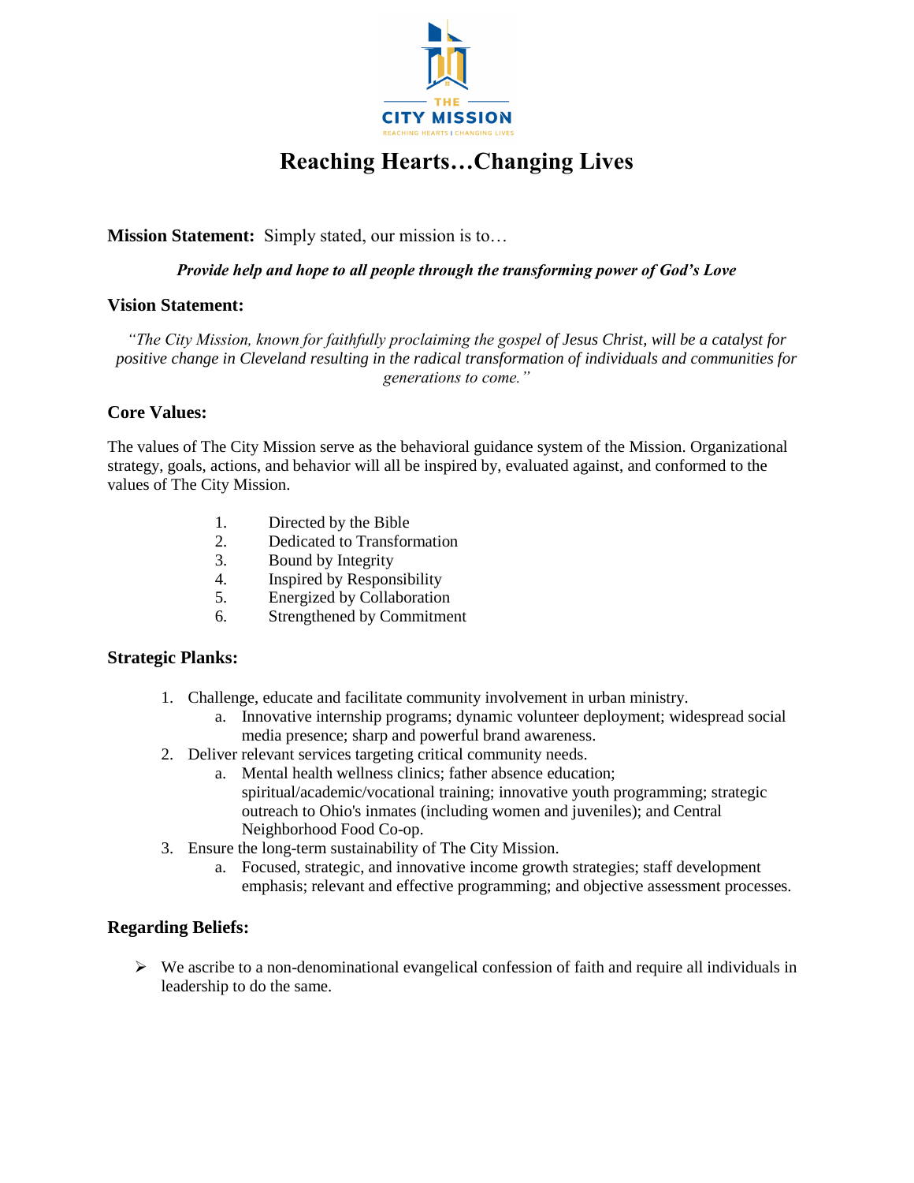# Reaching Hearts…Changing Lives

**Mission Statement:** Simply stated, our mission is to…

***Provide help and hope to all people through the transforming power of God's Love***

### Vision Statement:

*"The City Mission, known for faithfully proclaiming the gospel of Jesus Christ, will be a catalyst for positive change in Cleveland resulting in the radical transformation of individuals and communities for generations to come."*

### Core Values:

The values of The City Mission serve as the behavioral guidance system of the Mission. Organizational strategy, goals, actions, and behavior will all be inspired by, evaluated against, and conformed to the values of The City Mission.

1. Directed by the Bible
2. Dedicated to Transformation
3. Bound by Integrity
4. Inspired by Responsibility
5. Energized by Collaboration
6. Strengthened by Commitment

### Strategic Planks:

1. Challenge, educate and facilitate community involvement in urban ministry.
   a. Innovative internship programs; dynamic volunteer deployment; widespread social media presence; sharp and powerful brand awareness.
2. Deliver relevant services targeting critical community needs.
   a. Mental health wellness clinics; father absence education; spiritual/academic/vocational training; innovative youth programming; strategic outreach to Ohio's inmates (including women and juveniles); and Central Neighborhood Food Co-op.
3. Ensure the long-term sustainability of The City Mission.
   a. Focused, strategic, and innovative income growth strategies; staff development emphasis; relevant and effective programming; and objective assessment processes.

### Regarding Beliefs:

- We ascribe to a non-denominational evangelical confession of faith and require all individuals in leadership to do the same.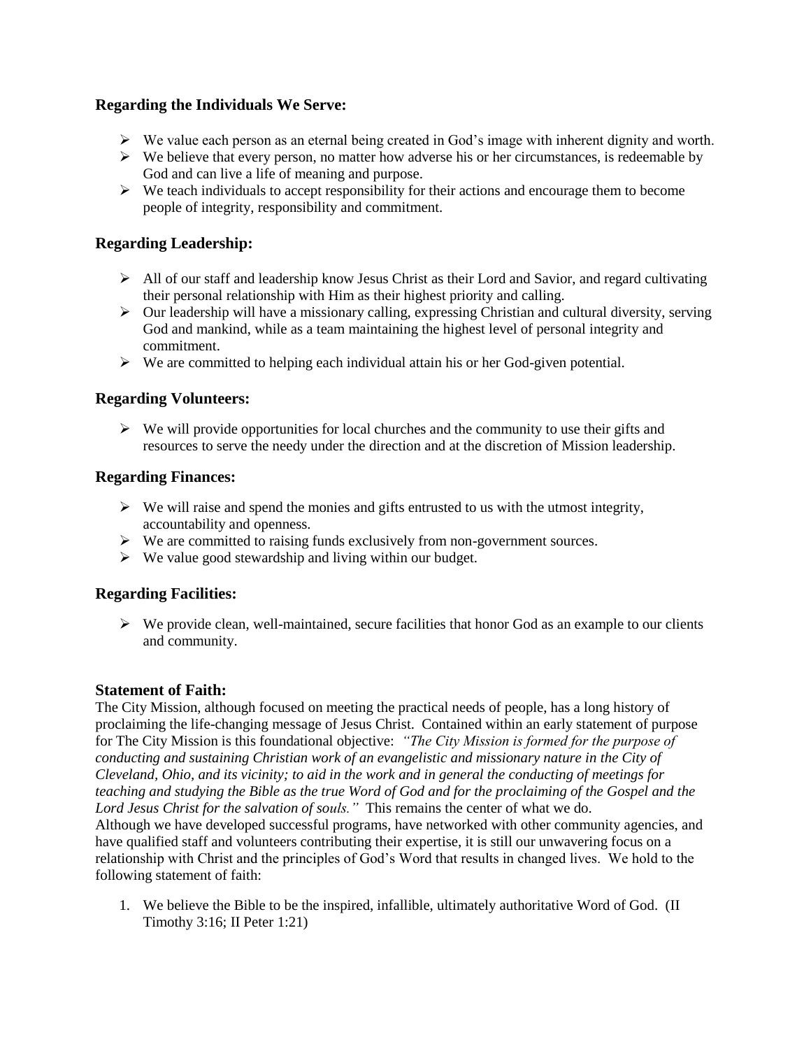### Regarding the Individuals We Serve:

- We value each person as an eternal being created in God's image with inherent dignity and worth.
- We believe that every person, no matter how adverse his or her circumstances, is redeemable by God and can live a life of meaning and purpose.
- We teach individuals to accept responsibility for their actions and encourage them to become people of integrity, responsibility and commitment.

### Regarding Leadership:

- All of our staff and leadership know Jesus Christ as their Lord and Savior, and regard cultivating their personal relationship with Him as their highest priority and calling.
- Our leadership will have a missionary calling, expressing Christian and cultural diversity, serving God and mankind, while as a team maintaining the highest level of personal integrity and commitment.
- We are committed to helping each individual attain his or her God-given potential.

### Regarding Volunteers:

- We will provide opportunities for local churches and the community to use their gifts and resources to serve the needy under the direction and at the discretion of Mission leadership.

### Regarding Finances:

- We will raise and spend the monies and gifts entrusted to us with the utmost integrity, accountability and openness.
- We are committed to raising funds exclusively from non-government sources.
- We value good stewardship and living within our budget.

### Regarding Facilities:

- We provide clean, well-maintained, secure facilities that honor God as an example to our clients and community.

### Statement of Faith:

The City Mission, although focused on meeting the practical needs of people, has a long history of proclaiming the life-changing message of Jesus Christ. Contained within an early statement of purpose for The City Mission is this foundational objective: *"The City Mission is formed for the purpose of conducting and sustaining Christian work of an evangelistic and missionary nature in the City of Cleveland, Ohio, and its vicinity; to aid in the work and in general the conducting of meetings for teaching and studying the Bible as the true Word of God and for the proclaiming of the Gospel and the Lord Jesus Christ for the salvation of souls."* This remains the center of what we do.

Although we have developed successful programs, have networked with other community agencies, and have qualified staff and volunteers contributing their expertise, it is still our unwavering focus on a relationship with Christ and the principles of God's Word that results in changed lives. We hold to the following statement of faith:

1. We believe the Bible to be the inspired, infallible, ultimately authoritative Word of God. (II Timothy 3:16; II Peter 1:21)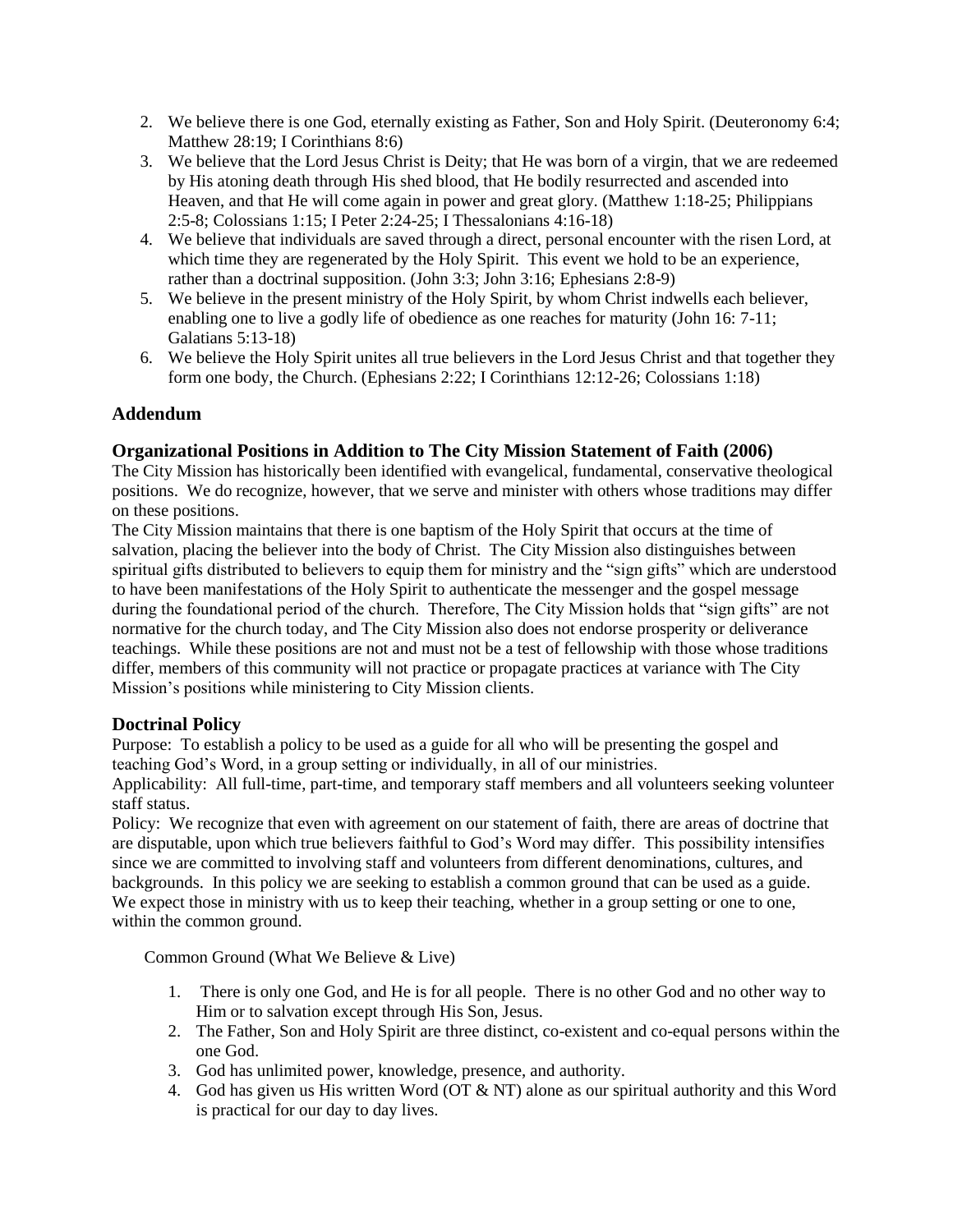2. We believe there is one God, eternally existing as Father, Son and Holy Spirit. (Deuteronomy 6:4; Matthew 28:19; I Corinthians 8:6)
3. We believe that the Lord Jesus Christ is Deity; that He was born of a virgin, that we are redeemed by His atoning death through His shed blood, that He bodily resurrected and ascended into Heaven, and that He will come again in power and great glory. (Matthew 1:18-25; Philippians 2:5-8; Colossians 1:15; I Peter 2:24-25; I Thessalonians 4:16-18)
4. We believe that individuals are saved through a direct, personal encounter with the risen Lord, at which time they are regenerated by the Holy Spirit. This event we hold to be an experience, rather than a doctrinal supposition. (John 3:3; John 3:16; Ephesians 2:8-9)
5. We believe in the present ministry of the Holy Spirit, by whom Christ indwells each believer, enabling one to live a godly life of obedience as one reaches for maturity (John 16: 7-11; Galatians 5:13-18)
6. We believe the Holy Spirit unites all true believers in the Lord Jesus Christ and that together they form one body, the Church. (Ephesians 2:22; I Corinthians 12:12-26; Colossians 1:18)

## Addendum

### Organizational Positions in Addition to The City Mission Statement of Faith (2006)

The City Mission has historically been identified with evangelical, fundamental, conservative theological positions. We do recognize, however, that we serve and minister with others whose traditions may differ on these positions.

The City Mission maintains that there is one baptism of the Holy Spirit that occurs at the time of salvation, placing the believer into the body of Christ. The City Mission also distinguishes between spiritual gifts distributed to believers to equip them for ministry and the "sign gifts" which are understood to have been manifestations of the Holy Spirit to authenticate the messenger and the gospel message during the foundational period of the church. Therefore, The City Mission holds that "sign gifts" are not normative for the church today, and The City Mission also does not endorse prosperity or deliverance teachings. While these positions are not and must not be a test of fellowship with those whose traditions differ, members of this community will not practice or propagate practices at variance with The City Mission's positions while ministering to City Mission clients.

### Doctrinal Policy

Purpose: To establish a policy to be used as a guide for all who will be presenting the gospel and teaching God's Word, in a group setting or individually, in all of our ministries.

Applicability: All full-time, part-time, and temporary staff members and all volunteers seeking volunteer staff status.

Policy: We recognize that even with agreement on our statement of faith, there are areas of doctrine that are disputable, upon which true believers faithful to God's Word may differ. This possibility intensifies since we are committed to involving staff and volunteers from different denominations, cultures, and backgrounds. In this policy we are seeking to establish a common ground that can be used as a guide. We expect those in ministry with us to keep their teaching, whether in a group setting or one to one, within the common ground.

Common Ground (What We Believe & Live)

1. There is only one God, and He is for all people. There is no other God and no other way to Him or to salvation except through His Son, Jesus.
2. The Father, Son and Holy Spirit are three distinct, co-existent and co-equal persons within the one God.
3. God has unlimited power, knowledge, presence, and authority.
4. God has given us His written Word (OT & NT) alone as our spiritual authority and this Word is practical for our day to day lives.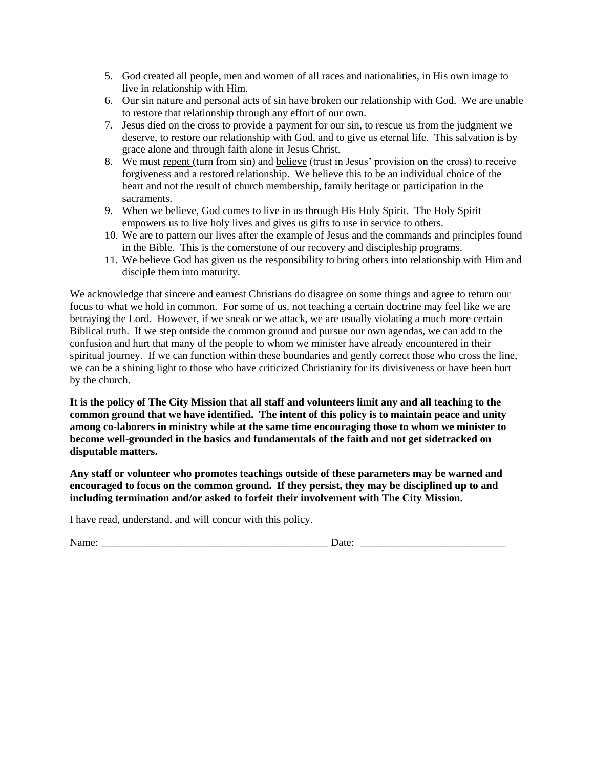5. God created all people, men and women of all races and nationalities, in His own image to live in relationship with Him.
6. Our sin nature and personal acts of sin have broken our relationship with God. We are unable to restore that relationship through any effort of our own.
7. Jesus died on the cross to provide a payment for our sin, to rescue us from the judgment we deserve, to restore our relationship with God, and to give us eternal life. This salvation is by grace alone and through faith alone in Jesus Christ.
8. We must <u>repent</u> (turn from sin) and <u>believe</u> (trust in Jesus' provision on the cross) to receive forgiveness and a restored relationship. We believe this to be an individual choice of the heart and not the result of church membership, family heritage or participation in the sacraments.
9. When we believe, God comes to live in us through His Holy Spirit. The Holy Spirit empowers us to live holy lives and gives us gifts to use in service to others.
10. We are to pattern our lives after the example of Jesus and the commands and principles found in the Bible. This is the cornerstone of our recovery and discipleship programs.
11. We believe God has given us the responsibility to bring others into relationship with Him and disciple them into maturity.

We acknowledge that sincere and earnest Christians do disagree on some things and agree to return our focus to what we hold in common. For some of us, not teaching a certain doctrine may feel like we are betraying the Lord. However, if we sneak or we attack, we are usually violating a much more certain Biblical truth. If we step outside the common ground and pursue our own agendas, we can add to the confusion and hurt that many of the people to whom we minister have already encountered in their spiritual journey. If we can function within these boundaries and gently correct those who cross the line, we can be a shining light to those who have criticized Christianity for its divisiveness or have been hurt by the church.

**It is the policy of The City Mission that all staff and volunteers limit any and all teaching to the common ground that we have identified. The intent of this policy is to maintain peace and unity among co-laborers in ministry while at the same time encouraging those to whom we minister to become well-grounded in the basics and fundamentals of the faith and not get sidetracked on disputable matters.**

**Any staff or volunteer who promotes teachings outside of these parameters may be warned and encouraged to focus on the common ground. If they persist, they may be disciplined up to and including termination and/or asked to forfeit their involvement with The City Mission.**

I have read, understand, and will concur with this policy.

Name: ___________________________________________ Date: ___________________________